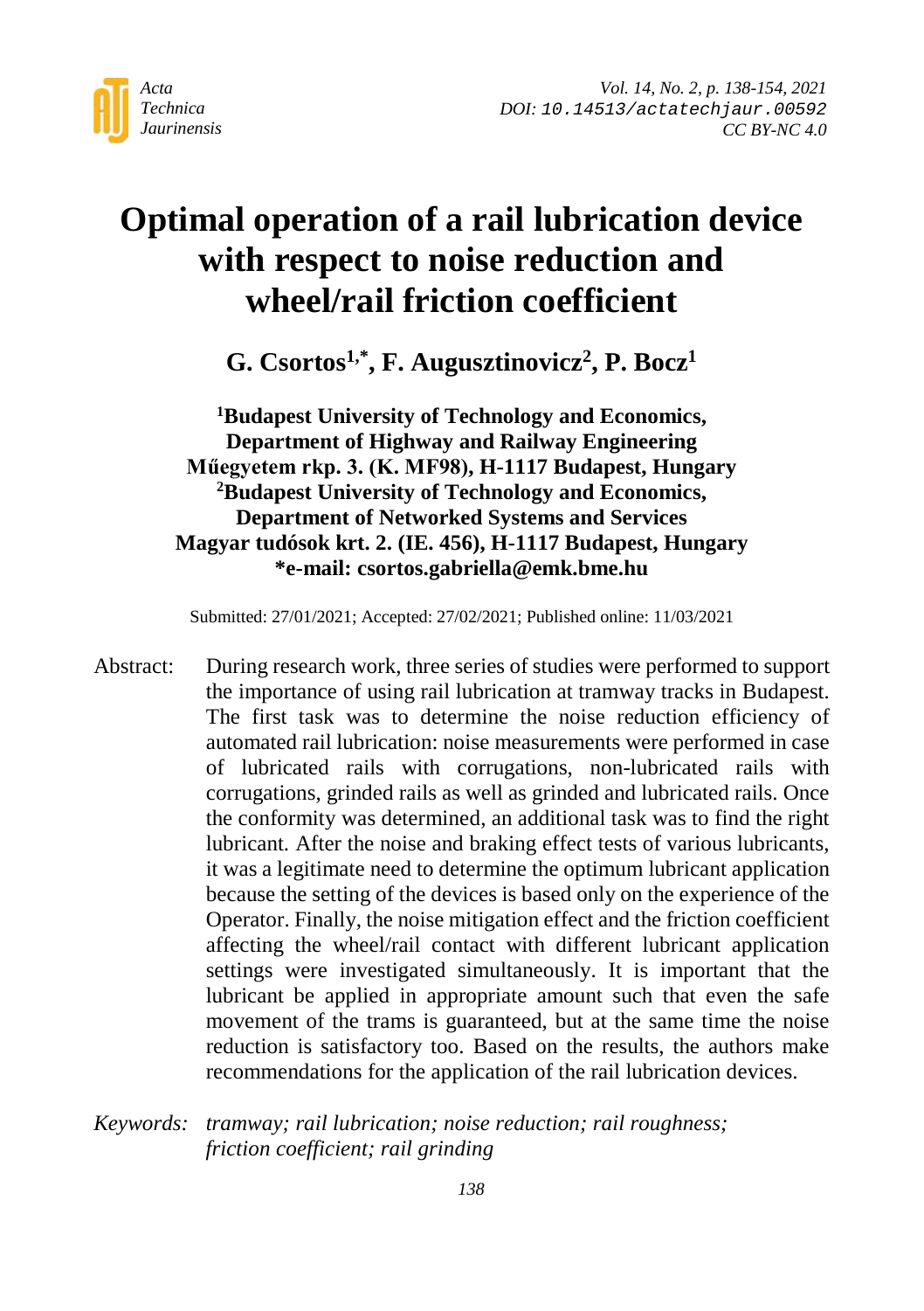# Optimal operation of a rail lubrication device with respect to noise reduction and wheel/rail friction coefficient

**G. Csortos[1,*], F. Augusztinovicz[2], P. Bocz[1]**

**[1]Budapest University of Technology and Economics, Department of Highway and Railway Engineering Műegyetem rkp. 3. (K. MF98), H-1117 Budapest, Hungary**
**[2]Budapest University of Technology and Economics, Department of Networked Systems and Services Magyar tudósok krt. 2. (IE. 456), H-1117 Budapest, Hungary**
**\*e-mail: csortos.gabriella@emk.bme.hu**

Submitted: 27/01/2021; Accepted: 27/02/2021; Published online: 11/03/2021

Abstract: During research work, three series of studies were performed to support the importance of using rail lubrication at tramway tracks in Budapest. The first task was to determine the noise reduction efficiency of automated rail lubrication: noise measurements were performed in case of lubricated rails with corrugations, non-lubricated rails with corrugations, grinded rails as well as grinded and lubricated rails. Once the conformity was determined, an additional task was to find the right lubricant. After the noise and braking effect tests of various lubricants, it was a legitimate need to determine the optimum lubricant application because the setting of the devices is based only on the experience of the Operator. Finally, the noise mitigation effect and the friction coefficient affecting the wheel/rail contact with different lubricant application settings were investigated simultaneously. It is important that the lubricant be applied in appropriate amount such that even the safe movement of the trams is guaranteed, but at the same time the noise reduction is satisfactory too. Based on the results, the authors make recommendations for the application of the rail lubrication devices.

*Keywords: tramway; rail lubrication; noise reduction; rail roughness; friction coefficient; rail grinding*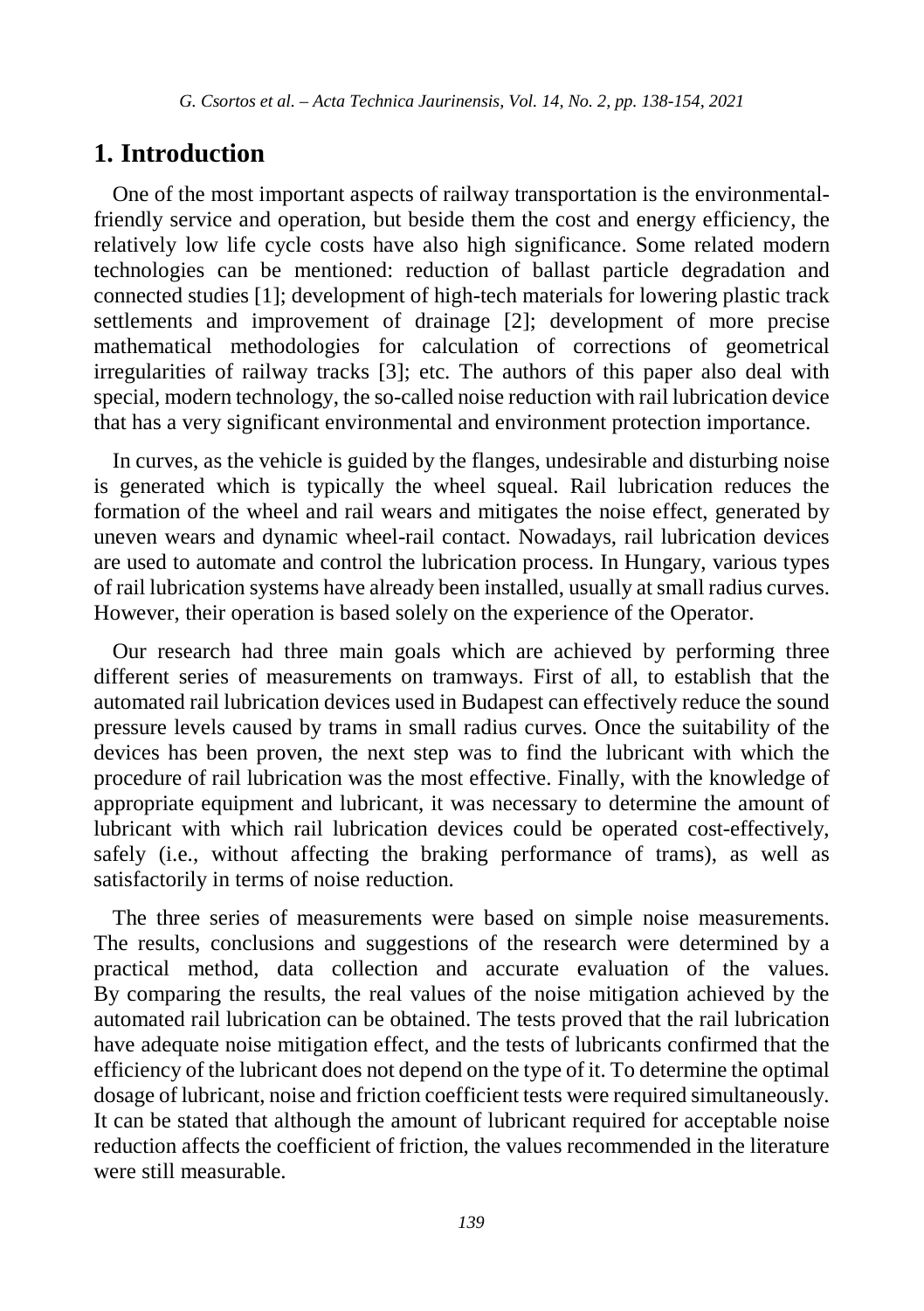## 1. Introduction

One of the most important aspects of railway transportation is the environmental-friendly service and operation, but beside them the cost and energy efficiency, the relatively low life cycle costs have also high significance. Some related modern technologies can be mentioned: reduction of ballast particle degradation and connected studies [1]; development of high-tech materials for lowering plastic track settlements and improvement of drainage [2]; development of more precise mathematical methodologies for calculation of corrections of geometrical irregularities of railway tracks [3]; etc. The authors of this paper also deal with special, modern technology, the so-called noise reduction with rail lubrication device that has a very significant environmental and environment protection importance.

In curves, as the vehicle is guided by the flanges, undesirable and disturbing noise is generated which is typically the wheel squeal. Rail lubrication reduces the formation of the wheel and rail wears and mitigates the noise effect, generated by uneven wears and dynamic wheel-rail contact. Nowadays, rail lubrication devices are used to automate and control the lubrication process. In Hungary, various types of rail lubrication systems have already been installed, usually at small radius curves. However, their operation is based solely on the experience of the Operator.

Our research had three main goals which are achieved by performing three different series of measurements on tramways. First of all, to establish that the automated rail lubrication devices used in Budapest can effectively reduce the sound pressure levels caused by trams in small radius curves. Once the suitability of the devices has been proven, the next step was to find the lubricant with which the procedure of rail lubrication was the most effective. Finally, with the knowledge of appropriate equipment and lubricant, it was necessary to determine the amount of lubricant with which rail lubrication devices could be operated cost-effectively, safely (i.e., without affecting the braking performance of trams), as well as satisfactorily in terms of noise reduction.

The three series of measurements were based on simple noise measurements. The results, conclusions and suggestions of the research were determined by a practical method, data collection and accurate evaluation of the values. By comparing the results, the real values of the noise mitigation achieved by the automated rail lubrication can be obtained. The tests proved that the rail lubrication have adequate noise mitigation effect, and the tests of lubricants confirmed that the efficiency of the lubricant does not depend on the type of it. To determine the optimal dosage of lubricant, noise and friction coefficient tests were required simultaneously. It can be stated that although the amount of lubricant required for acceptable noise reduction affects the coefficient of friction, the values recommended in the literature were still measurable.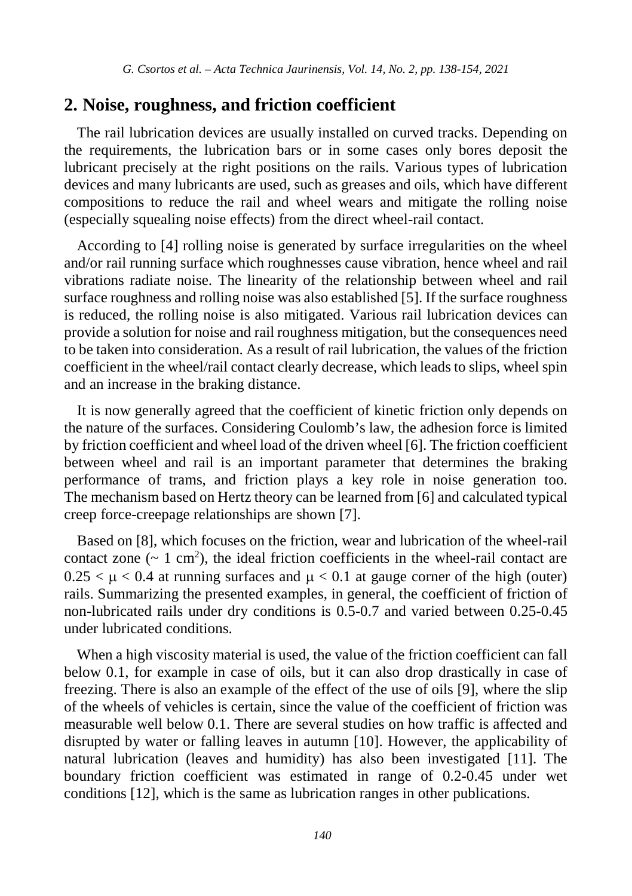## 2. Noise, roughness, and friction coefficient

The rail lubrication devices are usually installed on curved tracks. Depending on the requirements, the lubrication bars or in some cases only bores deposit the lubricant precisely at the right positions on the rails. Various types of lubrication devices and many lubricants are used, such as greases and oils, which have different compositions to reduce the rail and wheel wears and mitigate the rolling noise (especially squealing noise effects) from the direct wheel-rail contact.

According to [4] rolling noise is generated by surface irregularities on the wheel and/or rail running surface which roughnesses cause vibration, hence wheel and rail vibrations radiate noise. The linearity of the relationship between wheel and rail surface roughness and rolling noise was also established [5]. If the surface roughness is reduced, the rolling noise is also mitigated. Various rail lubrication devices can provide a solution for noise and rail roughness mitigation, but the consequences need to be taken into consideration. As a result of rail lubrication, the values of the friction coefficient in the wheel/rail contact clearly decrease, which leads to slips, wheel spin and an increase in the braking distance.

It is now generally agreed that the coefficient of kinetic friction only depends on the nature of the surfaces. Considering Coulomb's law, the adhesion force is limited by friction coefficient and wheel load of the driven wheel [6]. The friction coefficient between wheel and rail is an important parameter that determines the braking performance of trams, and friction plays a key role in noise generation too. The mechanism based on Hertz theory can be learned from [6] and calculated typical creep force-creepage relationships are shown [7].

Based on [8], which focuses on the friction, wear and lubrication of the wheel-rail contact zone ($\sim 1\ \text{cm}^2$), the ideal friction coefficients in the wheel-rail contact are $0.25 < \mu < 0.4$ at running surfaces and $\mu < 0.1$ at gauge corner of the high (outer) rails. Summarizing the presented examples, in general, the coefficient of friction of non-lubricated rails under dry conditions is 0.5-0.7 and varied between 0.25-0.45 under lubricated conditions.

When a high viscosity material is used, the value of the friction coefficient can fall below 0.1, for example in case of oils, but it can also drop drastically in case of freezing. There is also an example of the effect of the use of oils [9], where the slip of the wheels of vehicles is certain, since the value of the coefficient of friction was measurable well below 0.1. There are several studies on how traffic is affected and disrupted by water or falling leaves in autumn [10]. However, the applicability of natural lubrication (leaves and humidity) has also been investigated [11]. The boundary friction coefficient was estimated in range of 0.2-0.45 under wet conditions [12], which is the same as lubrication ranges in other publications.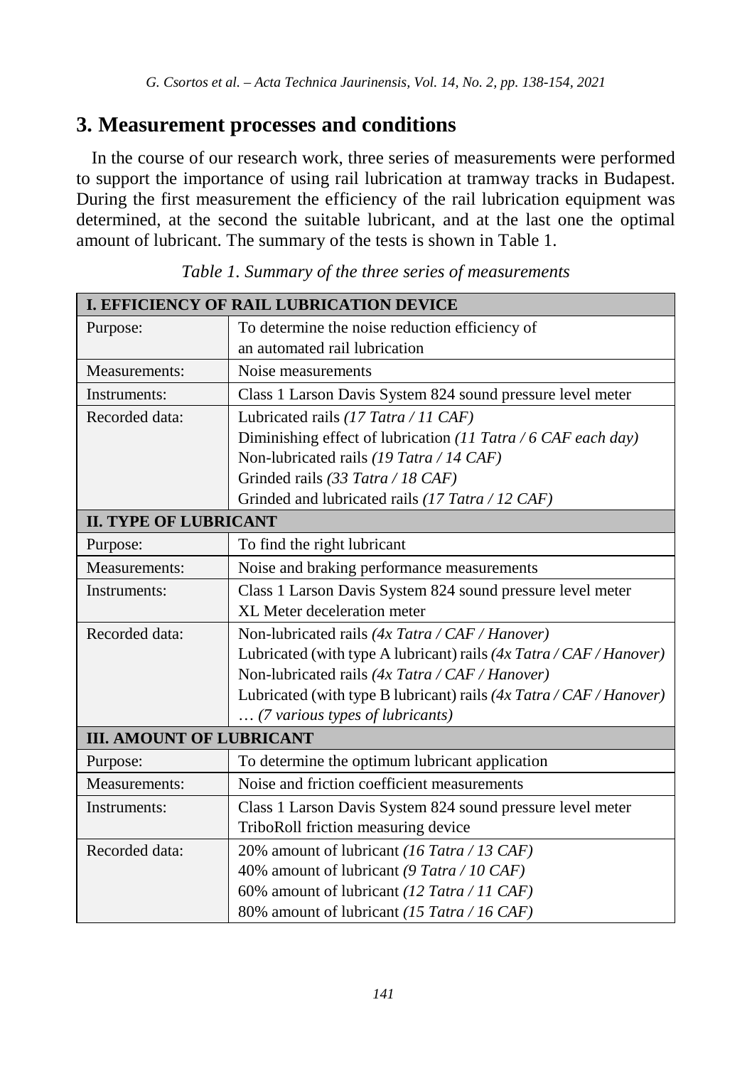## 3. Measurement processes and conditions

In the course of our research work, three series of measurements were performed to support the importance of using rail lubrication at tramway tracks in Budapest. During the first measurement the efficiency of the rail lubrication equipment was determined, at the second the suitable lubricant, and at the last one the optimal amount of lubricant. The summary of the tests is shown in Table 1.

*Table 1. Summary of the three series of measurements*

| **I. EFFICIENCY OF RAIL LUBRICATION DEVICE** | |
|---|---|
| Purpose: | To determine the noise reduction efficiency of an automated rail lubrication |
| Measurements: | Noise measurements |
| Instruments: | Class 1 Larson Davis System 824 sound pressure level meter |
| Recorded data: | Lubricated rails *(17 Tatra / 11 CAF)*<br>Diminishing effect of lubrication *(11 Tatra / 6 CAF each day)*<br>Non-lubricated rails *(19 Tatra / 14 CAF)*<br>Grinded rails *(33 Tatra / 18 CAF)*<br>Grinded and lubricated rails *(17 Tatra / 12 CAF)* |
| **II. TYPE OF LUBRICANT** | |
| Purpose: | To find the right lubricant |
| Measurements: | Noise and braking performance measurements |
| Instruments: | Class 1 Larson Davis System 824 sound pressure level meter<br>XL Meter deceleration meter |
| Recorded data: | Non-lubricated rails *(4x Tatra / CAF / Hanover)*<br>Lubricated (with type A lubricant) rails *(4x Tatra / CAF / Hanover)*<br>Non-lubricated rails *(4x Tatra / CAF / Hanover)*<br>Lubricated (with type B lubricant) rails *(4x Tatra / CAF / Hanover)*<br>*… (7 various types of lubricants)* |
| **III. AMOUNT OF LUBRICANT** | |
| Purpose: | To determine the optimum lubricant application |
| Measurements: | Noise and friction coefficient measurements |
| Instruments: | Class 1 Larson Davis System 824 sound pressure level meter<br>TriboRoll friction measuring device |
| Recorded data: | 20% amount of lubricant *(16 Tatra / 13 CAF)*<br>40% amount of lubricant *(9 Tatra / 10 CAF)*<br>60% amount of lubricant *(12 Tatra / 11 CAF)*<br>80% amount of lubricant *(15 Tatra / 16 CAF)* |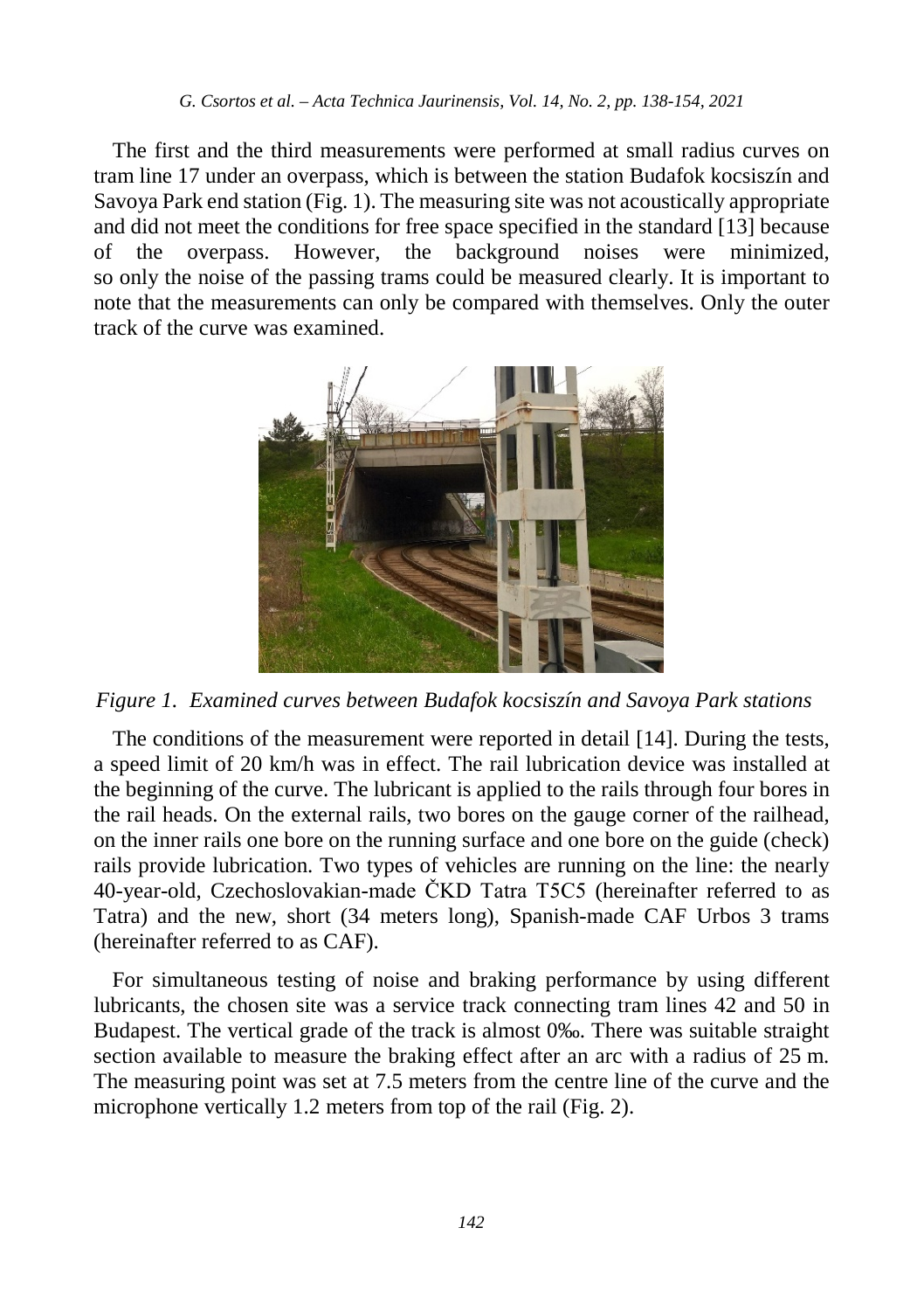The first and the third measurements were performed at small radius curves on tram line 17 under an overpass, which is between the station Budafok kocsiszín and Savoya Park end station (Fig. 1). The measuring site was not acoustically appropriate and did not meet the conditions for free space specified in the standard [13] because of the overpass. However, the background noises were minimized, so only the noise of the passing trams could be measured clearly. It is important to note that the measurements can only be compared with themselves. Only the outer track of the curve was examined.

*Figure 1. Examined curves between Budafok kocsiszín and Savoya Park stations*

The conditions of the measurement were reported in detail [14]. During the tests, a speed limit of 20 km/h was in effect. The rail lubrication device was installed at the beginning of the curve. The lubricant is applied to the rails through four bores in the rail heads. On the external rails, two bores on the gauge corner of the railhead, on the inner rails one bore on the running surface and one bore on the guide (check) rails provide lubrication. Two types of vehicles are running on the line: the nearly 40-year-old, Czechoslovakian-made ČKD Tatra T5C5 (hereinafter referred to as Tatra) and the new, short (34 meters long), Spanish-made CAF Urbos 3 trams (hereinafter referred to as CAF).

For simultaneous testing of noise and braking performance by using different lubricants, the chosen site was a service track connecting tram lines 42 and 50 in Budapest. The vertical grade of the track is almost 0‰. There was suitable straight section available to measure the braking effect after an arc with a radius of 25 m. The measuring point was set at 7.5 meters from the centre line of the curve and the microphone vertically 1.2 meters from top of the rail (Fig. 2).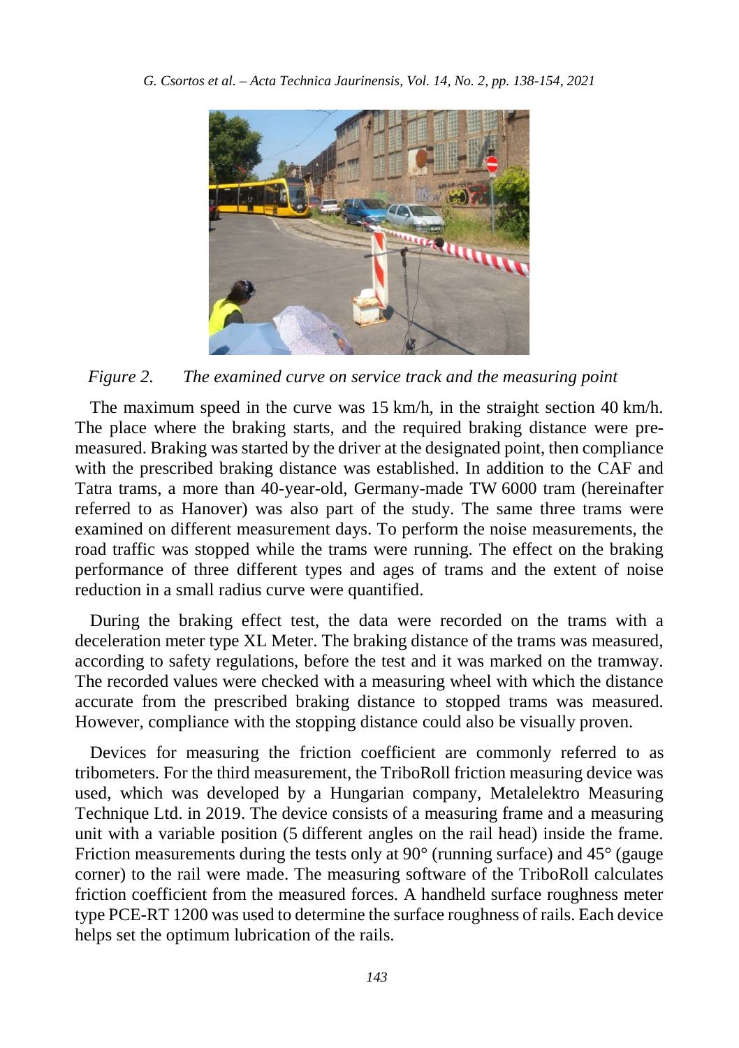*Figure 2. The examined curve on service track and the measuring point*

The maximum speed in the curve was 15 km/h, in the straight section 40 km/h. The place where the braking starts, and the required braking distance were pre-measured. Braking was started by the driver at the designated point, then compliance with the prescribed braking distance was established. In addition to the CAF and Tatra trams, a more than 40-year-old, Germany-made TW 6000 tram (hereinafter referred to as Hanover) was also part of the study. The same three trams were examined on different measurement days. To perform the noise measurements, the road traffic was stopped while the trams were running. The effect on the braking performance of three different types and ages of trams and the extent of noise reduction in a small radius curve were quantified.

During the braking effect test, the data were recorded on the trams with a deceleration meter type XL Meter. The braking distance of the trams was measured, according to safety regulations, before the test and it was marked on the tramway. The recorded values were checked with a measuring wheel with which the distance accurate from the prescribed braking distance to stopped trams was measured. However, compliance with the stopping distance could also be visually proven.

Devices for measuring the friction coefficient are commonly referred to as tribometers. For the third measurement, the TriboRoll friction measuring device was used, which was developed by a Hungarian company, Metalelektro Measuring Technique Ltd. in 2019. The device consists of a measuring frame and a measuring unit with a variable position (5 different angles on the rail head) inside the frame. Friction measurements during the tests only at 90° (running surface) and 45° (gauge corner) to the rail were made. The measuring software of the TriboRoll calculates friction coefficient from the measured forces. A handheld surface roughness meter type PCE-RT 1200 was used to determine the surface roughness of rails. Each device helps set the optimum lubrication of the rails.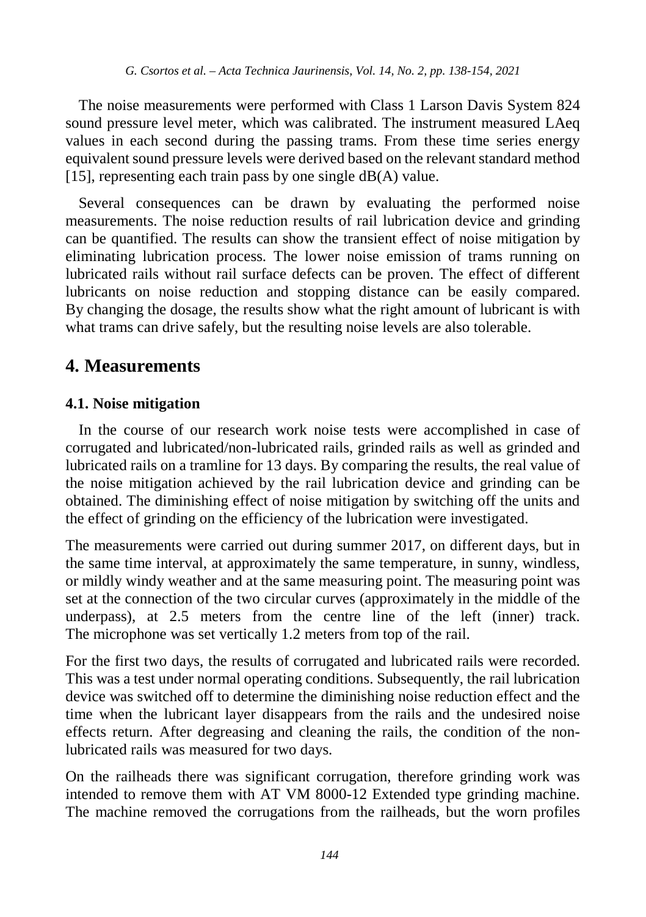The noise measurements were performed with Class 1 Larson Davis System 824 sound pressure level meter, which was calibrated. The instrument measured LAeq values in each second during the passing trams. From these time series energy equivalent sound pressure levels were derived based on the relevant standard method [15], representing each train pass by one single dB(A) value.

Several consequences can be drawn by evaluating the performed noise measurements. The noise reduction results of rail lubrication device and grinding can be quantified. The results can show the transient effect of noise mitigation by eliminating lubrication process. The lower noise emission of trams running on lubricated rails without rail surface defects can be proven. The effect of different lubricants on noise reduction and stopping distance can be easily compared. By changing the dosage, the results show what the right amount of lubricant is with what trams can drive safely, but the resulting noise levels are also tolerable.

## 4. Measurements

### 4.1. Noise mitigation

In the course of our research work noise tests were accomplished in case of corrugated and lubricated/non-lubricated rails, grinded rails as well as grinded and lubricated rails on a tramline for 13 days. By comparing the results, the real value of the noise mitigation achieved by the rail lubrication device and grinding can be obtained. The diminishing effect of noise mitigation by switching off the units and the effect of grinding on the efficiency of the lubrication were investigated.

The measurements were carried out during summer 2017, on different days, but in the same time interval, at approximately the same temperature, in sunny, windless, or mildly windy weather and at the same measuring point. The measuring point was set at the connection of the two circular curves (approximately in the middle of the underpass), at 2.5 meters from the centre line of the left (inner) track. The microphone was set vertically 1.2 meters from top of the rail.

For the first two days, the results of corrugated and lubricated rails were recorded. This was a test under normal operating conditions. Subsequently, the rail lubrication device was switched off to determine the diminishing noise reduction effect and the time when the lubricant layer disappears from the rails and the undesired noise effects return. After degreasing and cleaning the rails, the condition of the non-lubricated rails was measured for two days.

On the railheads there was significant corrugation, therefore grinding work was intended to remove them with AT VM 8000-12 Extended type grinding machine. The machine removed the corrugations from the railheads, but the worn profiles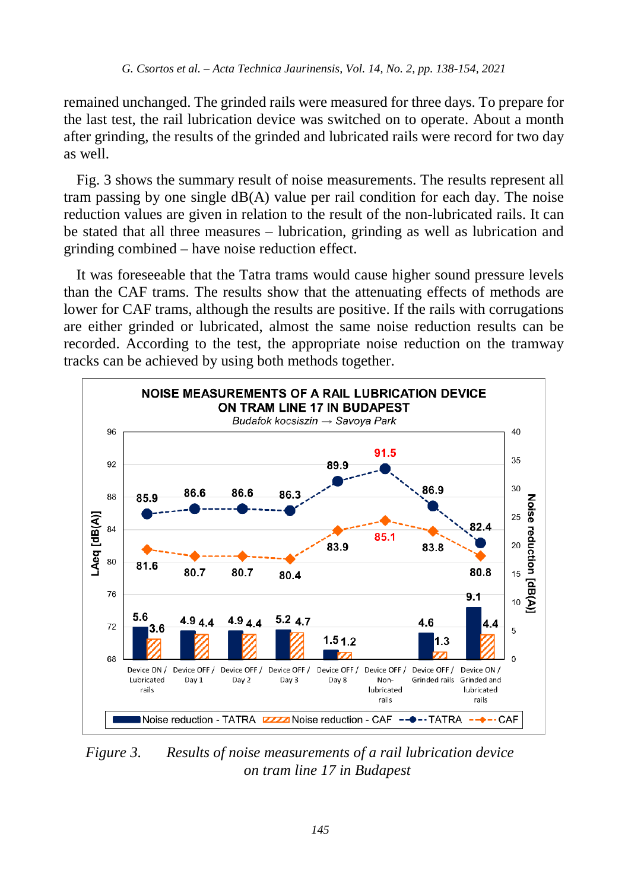remained unchanged. The grinded rails were measured for three days. To prepare for the last test, the rail lubrication device was switched on to operate. About a month after grinding, the results of the grinded and lubricated rails were record for two day as well.

Fig. 3 shows the summary result of noise measurements. The results represent all tram passing by one single dB(A) value per rail condition for each day. The noise reduction values are given in relation to the result of the non-lubricated rails. It can be stated that all three measures – lubrication, grinding as well as lubrication and grinding combined – have noise reduction effect.

It was foreseeable that the Tatra trams would cause higher sound pressure levels than the CAF trams. The results show that the attenuating effects of methods are lower for CAF trams, although the results are positive. If the rails with corrugations are either grinded or lubricated, almost the same noise reduction results can be recorded. According to the test, the appropriate noise reduction on the tramway tracks can be achieved by using both methods together.

*Figure 3. Results of noise measurements of a rail lubrication device on tram line 17 in Budapest*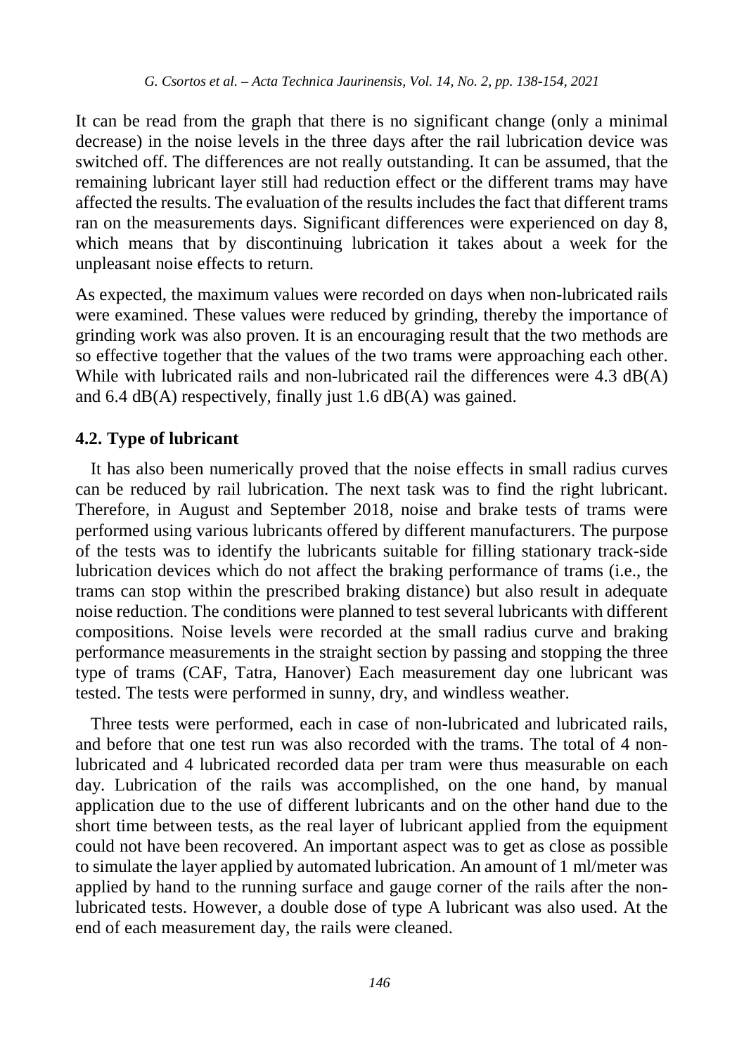It can be read from the graph that there is no significant change (only a minimal decrease) in the noise levels in the three days after the rail lubrication device was switched off. The differences are not really outstanding. It can be assumed, that the remaining lubricant layer still had reduction effect or the different trams may have affected the results. The evaluation of the results includes the fact that different trams ran on the measurements days. Significant differences were experienced on day 8, which means that by discontinuing lubrication it takes about a week for the unpleasant noise effects to return.

As expected, the maximum values were recorded on days when non-lubricated rails were examined. These values were reduced by grinding, thereby the importance of grinding work was also proven. It is an encouraging result that the two methods are so effective together that the values of the two trams were approaching each other. While with lubricated rails and non-lubricated rail the differences were 4.3 dB(A) and 6.4 dB(A) respectively, finally just 1.6 dB(A) was gained.

## 4.2. Type of lubricant

It has also been numerically proved that the noise effects in small radius curves can be reduced by rail lubrication. The next task was to find the right lubricant. Therefore, in August and September 2018, noise and brake tests of trams were performed using various lubricants offered by different manufacturers. The purpose of the tests was to identify the lubricants suitable for filling stationary track-side lubrication devices which do not affect the braking performance of trams (i.e., the trams can stop within the prescribed braking distance) but also result in adequate noise reduction. The conditions were planned to test several lubricants with different compositions. Noise levels were recorded at the small radius curve and braking performance measurements in the straight section by passing and stopping the three type of trams (CAF, Tatra, Hanover) Each measurement day one lubricant was tested. The tests were performed in sunny, dry, and windless weather.

Three tests were performed, each in case of non-lubricated and lubricated rails, and before that one test run was also recorded with the trams. The total of 4 non-lubricated and 4 lubricated recorded data per tram were thus measurable on each day. Lubrication of the rails was accomplished, on the one hand, by manual application due to the use of different lubricants and on the other hand due to the short time between tests, as the real layer of lubricant applied from the equipment could not have been recovered. An important aspect was to get as close as possible to simulate the layer applied by automated lubrication. An amount of 1 ml/meter was applied by hand to the running surface and gauge corner of the rails after the non-lubricated tests. However, a double dose of type A lubricant was also used. At the end of each measurement day, the rails were cleaned.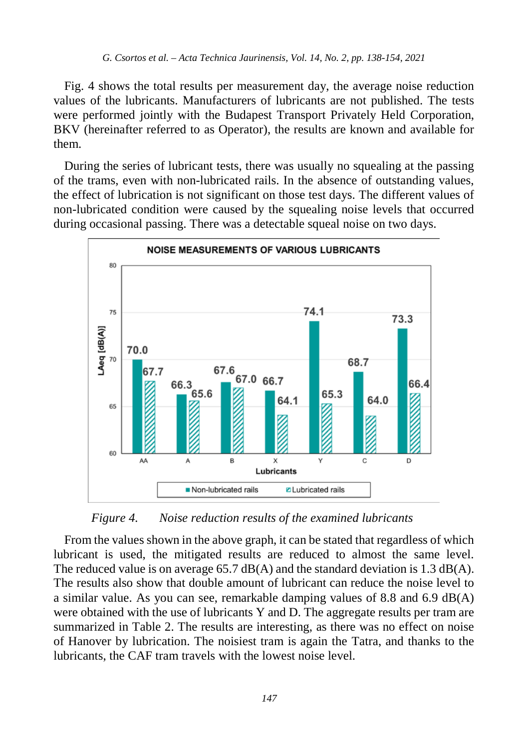Fig. 4 shows the total results per measurement day, the average noise reduction values of the lubricants. Manufacturers of lubricants are not published. The tests were performed jointly with the Budapest Transport Privately Held Corporation, BKV (hereinafter referred to as Operator), the results are known and available for them.

During the series of lubricant tests, there was usually no squealing at the passing of the trams, even with non-lubricated rails. In the absence of outstanding values, the effect of lubrication is not significant on those test days. The different values of non-lubricated condition were caused by the squealing noise levels that occurred during occasional passing. There was a detectable squeal noise on two days.

**NOISE MEASUREMENTS OF VARIOUS LUBRICANTS**

| Lubricants | Non-lubricated rails LAeq [dB(A)] | Lubricated rails LAeq [dB(A)] |
|---|---|---|
| AA | 70.0 | 67.7 |
| A | 66.3 | 65.6 |
| B | 67.6 | 67.0 |
| X | 66.7 | 64.1 |
| Y | 74.1 | 65.3 |
| C | 68.7 | 64.0 |
| D | 73.3 | 66.4 |

*Figure 4. Noise reduction results of the examined lubricants*

From the values shown in the above graph, it can be stated that regardless of which lubricant is used, the mitigated results are reduced to almost the same level. The reduced value is on average 65.7 dB(A) and the standard deviation is 1.3 dB(A). The results also show that double amount of lubricant can reduce the noise level to a similar value. As you can see, remarkable damping values of 8.8 and 6.9 dB(A) were obtained with the use of lubricants Y and D. The aggregate results per tram are summarized in Table 2. The results are interesting, as there was no effect on noise of Hanover by lubrication. The noisiest tram is again the Tatra, and thanks to the lubricants, the CAF tram travels with the lowest noise level.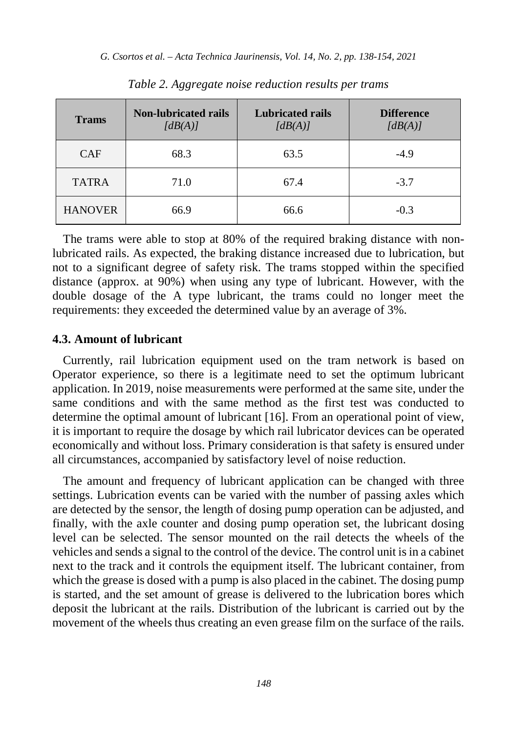*Table 2. Aggregate noise reduction results per trams*

| Trams | Non-lubricated rails *[dB(A)]* | Lubricated rails *[dB(A)]* | Difference *[dB(A)]* |
|---|---|---|---|
| CAF | 68.3 | 63.5 | -4.9 |
| TATRA | 71.0 | 67.4 | -3.7 |
| HANOVER | 66.9 | 66.6 | -0.3 |

The trams were able to stop at 80% of the required braking distance with non-lubricated rails. As expected, the braking distance increased due to lubrication, but not to a significant degree of safety risk. The trams stopped within the specified distance (approx. at 90%) when using any type of lubricant. However, with the double dosage of the A type lubricant, the trams could no longer meet the requirements: they exceeded the determined value by an average of 3%.

### 4.3. Amount of lubricant

Currently, rail lubrication equipment used on the tram network is based on Operator experience, so there is a legitimate need to set the optimum lubricant application. In 2019, noise measurements were performed at the same site, under the same conditions and with the same method as the first test was conducted to determine the optimal amount of lubricant [16]. From an operational point of view, it is important to require the dosage by which rail lubricator devices can be operated economically and without loss. Primary consideration is that safety is ensured under all circumstances, accompanied by satisfactory level of noise reduction.

The amount and frequency of lubricant application can be changed with three settings. Lubrication events can be varied with the number of passing axles which are detected by the sensor, the length of dosing pump operation can be adjusted, and finally, with the axle counter and dosing pump operation set, the lubricant dosing level can be selected. The sensor mounted on the rail detects the wheels of the vehicles and sends a signal to the control of the device. The control unit is in a cabinet next to the track and it controls the equipment itself. The lubricant container, from which the grease is dosed with a pump is also placed in the cabinet. The dosing pump is started, and the set amount of grease is delivered to the lubrication bores which deposit the lubricant at the rails. Distribution of the lubricant is carried out by the movement of the wheels thus creating an even grease film on the surface of the rails.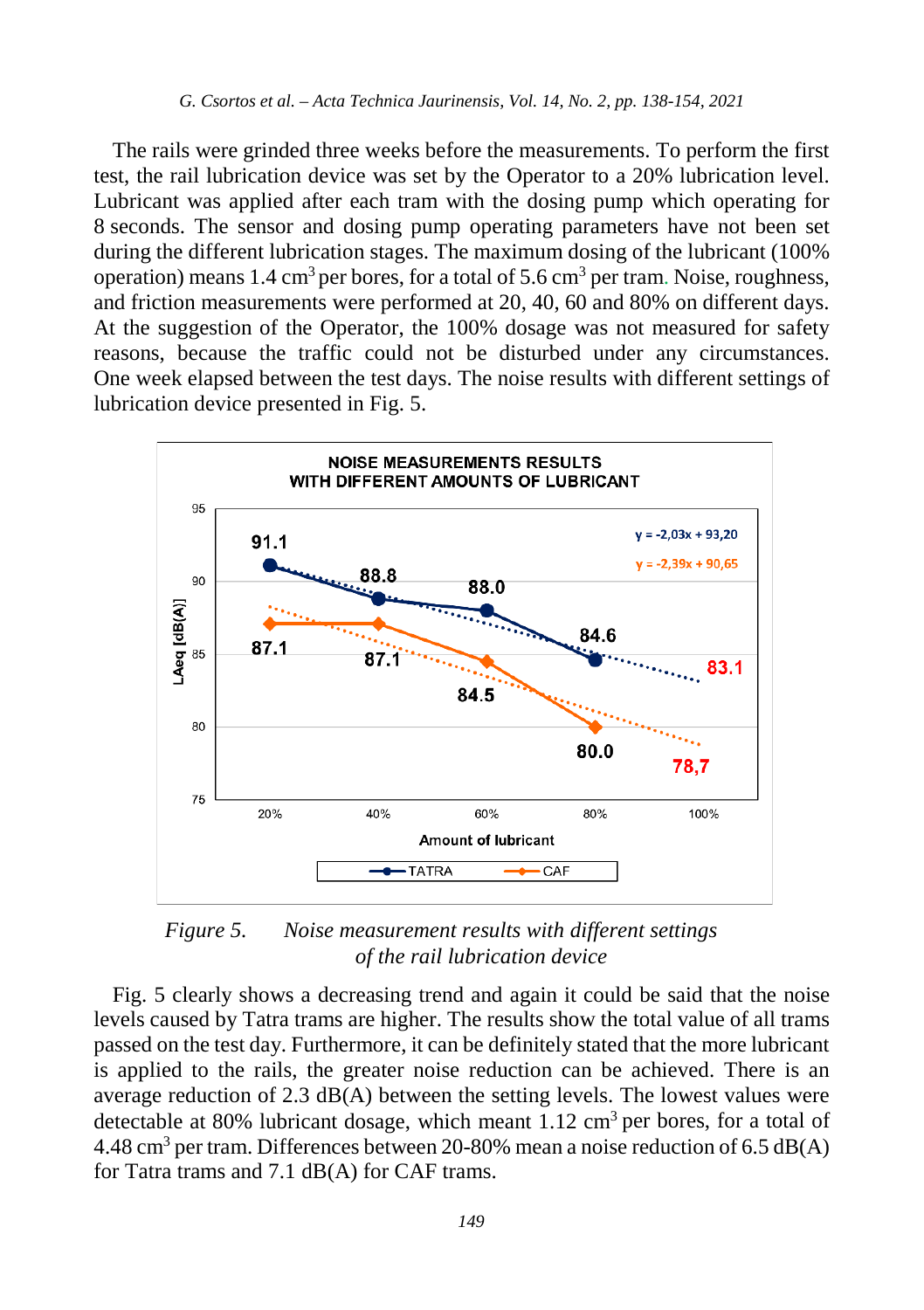The rails were grinded three weeks before the measurements. To perform the first test, the rail lubrication device was set by the Operator to a 20% lubrication level. Lubricant was applied after each tram with the dosing pump which operating for 8 seconds. The sensor and dosing pump operating parameters have not been set during the different lubrication stages. The maximum dosing of the lubricant (100% operation) means 1.4 $cm^3$ per bores, for a total of 5.6 $cm^3$ per tram. Noise, roughness, and friction measurements were performed at 20, 40, 60 and 80% on different days. At the suggestion of the Operator, the 100% dosage was not measured for safety reasons, because the traffic could not be disturbed under any circumstances. One week elapsed between the test days. The noise results with different settings of lubrication device presented in Fig. 5.

*Figure 5. Noise measurement results with different settings of the rail lubrication device*

Fig. 5 clearly shows a decreasing trend and again it could be said that the noise levels caused by Tatra trams are higher. The results show the total value of all trams passed on the test day. Furthermore, it can be definitely stated that the more lubricant is applied to the rails, the greater noise reduction can be achieved. There is an average reduction of 2.3 dB(A) between the setting levels. The lowest values were detectable at 80% lubricant dosage, which meant 1.12 $cm^3$ per bores, for a total of 4.48 $cm^3$ per tram. Differences between 20-80% mean a noise reduction of 6.5 dB(A) for Tatra trams and 7.1 dB(A) for CAF trams.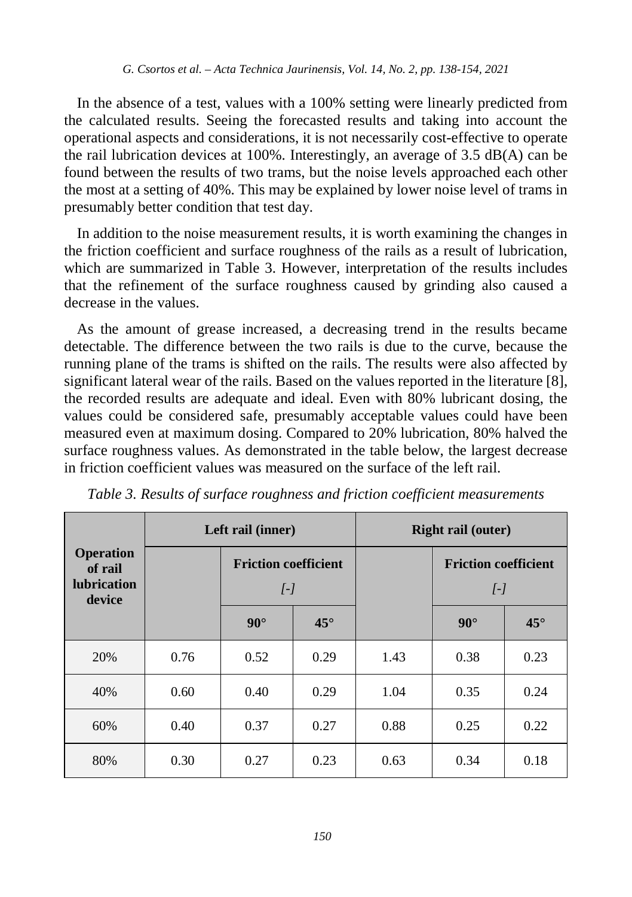In the absence of a test, values with a 100% setting were linearly predicted from the calculated results. Seeing the forecasted results and taking into account the operational aspects and considerations, it is not necessarily cost-effective to operate the rail lubrication devices at 100%. Interestingly, an average of 3.5 dB(A) can be found between the results of two trams, but the noise levels approached each other the most at a setting of 40%. This may be explained by lower noise level of trams in presumably better condition that test day.

In addition to the noise measurement results, it is worth examining the changes in the friction coefficient and surface roughness of the rails as a result of lubrication, which are summarized in Table 3. However, interpretation of the results includes that the refinement of the surface roughness caused by grinding also caused a decrease in the values.

As the amount of grease increased, a decreasing trend in the results became detectable. The difference between the two rails is due to the curve, because the running plane of the trams is shifted on the rails. The results were also affected by significant lateral wear of the rails. Based on the values reported in the literature [8], the recorded results are adequate and ideal. Even with 80% lubricant dosing, the values could be considered safe, presumably acceptable values could have been measured even at maximum dosing. Compared to 20% lubrication, 80% halved the surface roughness values. As demonstrated in the table below, the largest decrease in friction coefficient values was measured on the surface of the left rail.

*Table 3. Results of surface roughness and friction coefficient measurements*

| Operation of rail lubrication device | Left rail (inner) | | | Right rail (outer) | | |
|---|---|---|---|---|---|---|
| | | Friction coefficient *[-]* | | | Friction coefficient *[-]* | |
| | | 90° | 45° | | 90° | 45° |
| 20% | 0.76 | 0.52 | 0.29 | 1.43 | 0.38 | 0.23 |
| 40% | 0.60 | 0.40 | 0.29 | 1.04 | 0.35 | 0.24 |
| 60% | 0.40 | 0.37 | 0.27 | 0.88 | 0.25 | 0.22 |
| 80% | 0.30 | 0.27 | 0.23 | 0.63 | 0.34 | 0.18 |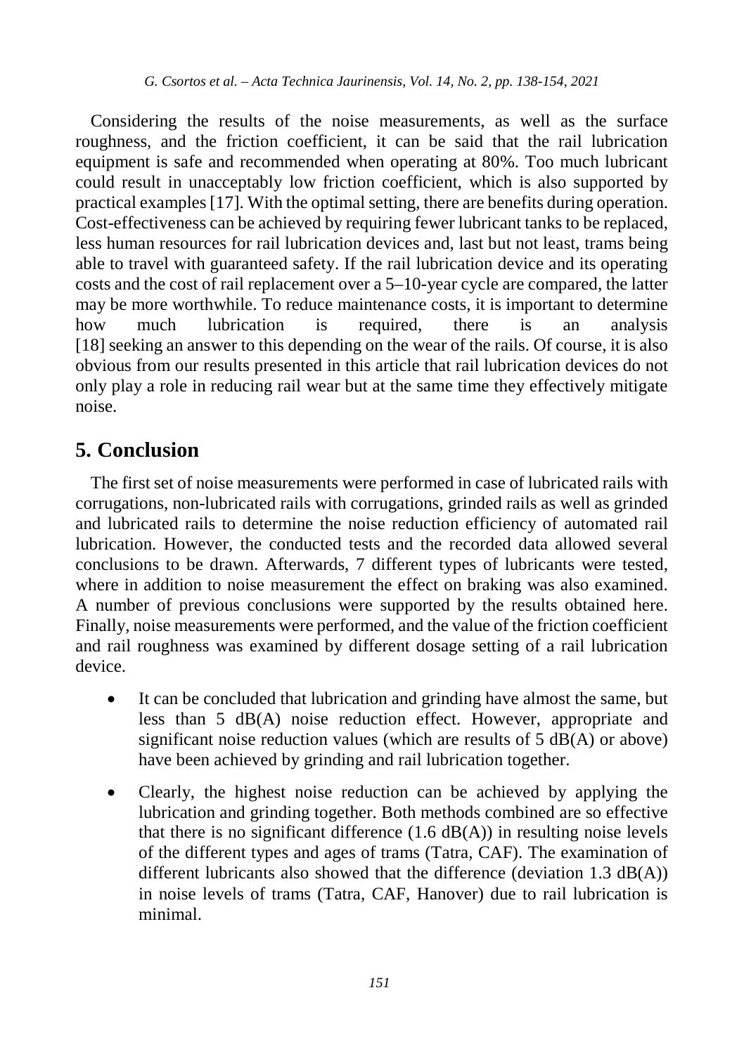Considering the results of the noise measurements, as well as the surface roughness, and the friction coefficient, it can be said that the rail lubrication equipment is safe and recommended when operating at 80%. Too much lubricant could result in unacceptably low friction coefficient, which is also supported by practical examples [17]. With the optimal setting, there are benefits during operation. Cost-effectiveness can be achieved by requiring fewer lubricant tanks to be replaced, less human resources for rail lubrication devices and, last but not least, trams being able to travel with guaranteed safety. If the rail lubrication device and its operating costs and the cost of rail replacement over a 5–10-year cycle are compared, the latter may be more worthwhile. To reduce maintenance costs, it is important to determine how much lubrication is required, there is an analysis [18] seeking an answer to this depending on the wear of the rails. Of course, it is also obvious from our results presented in this article that rail lubrication devices do not only play a role in reducing rail wear but at the same time they effectively mitigate noise.

## 5. Conclusion

The first set of noise measurements were performed in case of lubricated rails with corrugations, non-lubricated rails with corrugations, grinded rails as well as grinded and lubricated rails to determine the noise reduction efficiency of automated rail lubrication. However, the conducted tests and the recorded data allowed several conclusions to be drawn. Afterwards, 7 different types of lubricants were tested, where in addition to noise measurement the effect on braking was also examined. A number of previous conclusions were supported by the results obtained here. Finally, noise measurements were performed, and the value of the friction coefficient and rail roughness was examined by different dosage setting of a rail lubrication device.

- It can be concluded that lubrication and grinding have almost the same, but less than 5 dB(A) noise reduction effect. However, appropriate and significant noise reduction values (which are results of 5 dB(A) or above) have been achieved by grinding and rail lubrication together.
- Clearly, the highest noise reduction can be achieved by applying the lubrication and grinding together. Both methods combined are so effective that there is no significant difference (1.6 dB(A)) in resulting noise levels of the different types and ages of trams (Tatra, CAF). The examination of different lubricants also showed that the difference (deviation 1.3 dB(A)) in noise levels of trams (Tatra, CAF, Hanover) due to rail lubrication is minimal.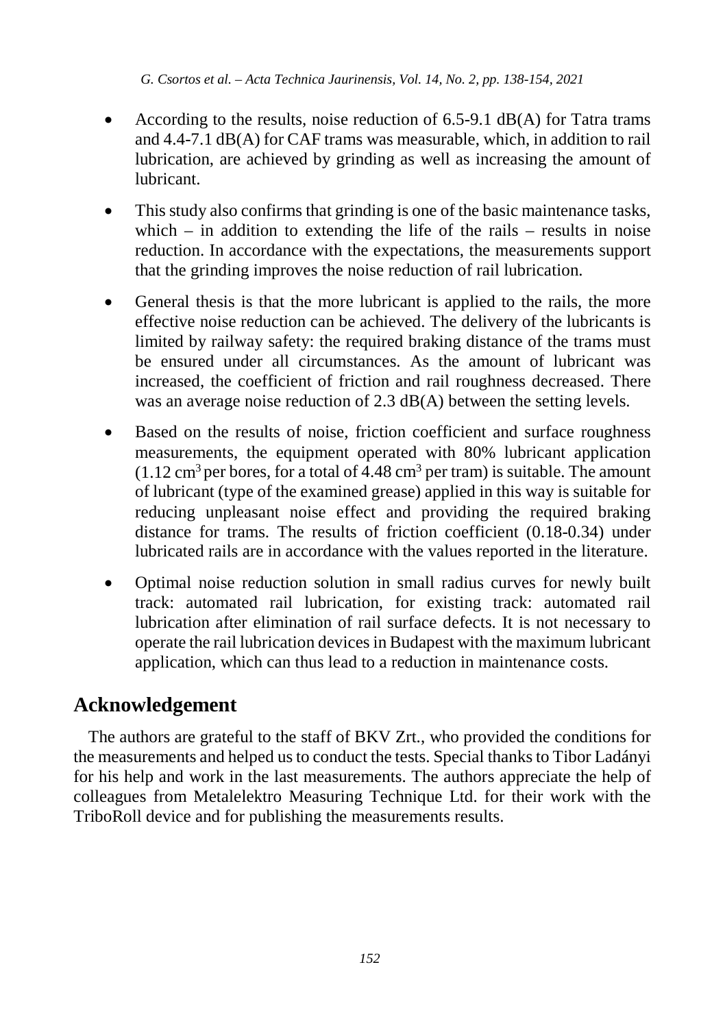- According to the results, noise reduction of 6.5-9.1 dB(A) for Tatra trams and 4.4-7.1 dB(A) for CAF trams was measurable, which, in addition to rail lubrication, are achieved by grinding as well as increasing the amount of lubricant.

- This study also confirms that grinding is one of the basic maintenance tasks, which – in addition to extending the life of the rails – results in noise reduction. In accordance with the expectations, the measurements support that the grinding improves the noise reduction of rail lubrication.

- General thesis is that the more lubricant is applied to the rails, the more effective noise reduction can be achieved. The delivery of the lubricants is limited by railway safety: the required braking distance of the trams must be ensured under all circumstances. As the amount of lubricant was increased, the coefficient of friction and rail roughness decreased. There was an average noise reduction of 2.3 dB(A) between the setting levels.

- Based on the results of noise, friction coefficient and surface roughness measurements, the equipment operated with 80% lubricant application (1.12 $cm^3$ per bores, for a total of 4.48 $cm^3$ per tram) is suitable. The amount of lubricant (type of the examined grease) applied in this way is suitable for reducing unpleasant noise effect and providing the required braking distance for trams. The results of friction coefficient (0.18-0.34) under lubricated rails are in accordance with the values reported in the literature.

- Optimal noise reduction solution in small radius curves for newly built track: automated rail lubrication, for existing track: automated rail lubrication after elimination of rail surface defects. It is not necessary to operate the rail lubrication devices in Budapest with the maximum lubricant application, which can thus lead to a reduction in maintenance costs.

## Acknowledgement

The authors are grateful to the staff of BKV Zrt., who provided the conditions for the measurements and helped us to conduct the tests. Special thanks to Tibor Ladányi for his help and work in the last measurements. The authors appreciate the help of colleagues from Metalelektro Measuring Technique Ltd. for their work with the TriboRoll device and for publishing the measurements results.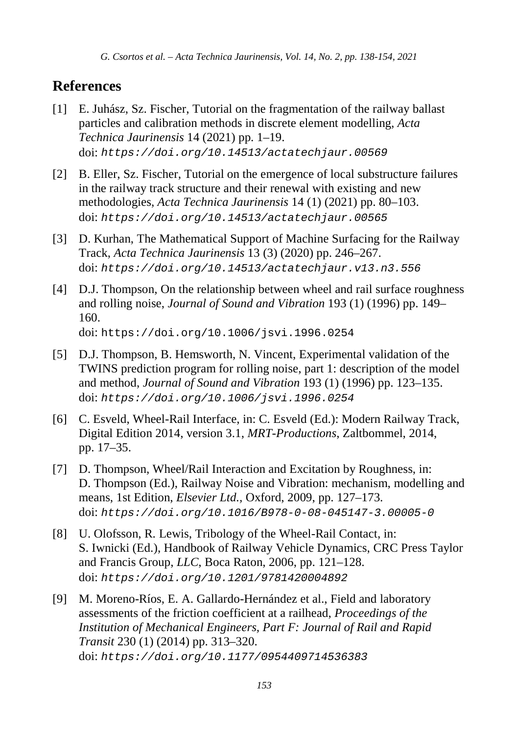## References

[1] E. Juhász, Sz. Fischer, Tutorial on the fragmentation of the railway ballast particles and calibration methods in discrete element modelling, *Acta Technica Jaurinensis* 14 (2021) pp. 1–19. doi: *https://doi.org/10.14513/actatechjaur.00569*

[2] B. Eller, Sz. Fischer, Tutorial on the emergence of local substructure failures in the railway track structure and their renewal with existing and new methodologies, *Acta Technica Jaurinensis* 14 (1) (2021) pp. 80–103. doi: *https://doi.org/10.14513/actatechjaur.00565*

[3] D. Kurhan, The Mathematical Support of Machine Surfacing for the Railway Track, *Acta Technica Jaurinensis* 13 (3) (2020) pp. 246–267. doi: *https://doi.org/10.14513/actatechjaur.v13.n3.556*

[4] D.J. Thompson, On the relationship between wheel and rail surface roughness and rolling noise, *Journal of Sound and Vibration* 193 (1) (1996) pp. 149–160. doi: https://doi.org/10.1006/jsvi.1996.0254

[5] D.J. Thompson, B. Hemsworth, N. Vincent, Experimental validation of the TWINS prediction program for rolling noise, part 1: description of the model and method, *Journal of Sound and Vibration* 193 (1) (1996) pp. 123–135. doi: *https://doi.org/10.1006/jsvi.1996.0254*

[6] C. Esveld, Wheel-Rail Interface, in: C. Esveld (Ed.): Modern Railway Track, Digital Edition 2014, version 3.1, *MRT-Productions*, Zaltbommel, 2014, pp. 17–35.

[7] D. Thompson, Wheel/Rail Interaction and Excitation by Roughness, in: D. Thompson (Ed.), Railway Noise and Vibration: mechanism, modelling and means, 1st Edition, *Elsevier Ltd.,* Oxford, 2009, pp. 127–173. doi: *https://doi.org/10.1016/B978-0-08-045147-3.00005-0*

[8] U. Olofsson, R. Lewis, Tribology of the Wheel-Rail Contact, in: S. Iwnicki (Ed.), Handbook of Railway Vehicle Dynamics, CRC Press Taylor and Francis Group, *LLC*, Boca Raton, 2006, pp. 121–128. doi: *https://doi.org/10.1201/9781420004892*

[9] M. Moreno-Ríos, E. A. Gallardo-Hernández et al., Field and laboratory assessments of the friction coefficient at a railhead, *Proceedings of the Institution of Mechanical Engineers, Part F: Journal of Rail and Rapid Transit* 230 (1) (2014) pp. 313–320. doi: *https://doi.org/10.1177/0954409714536383*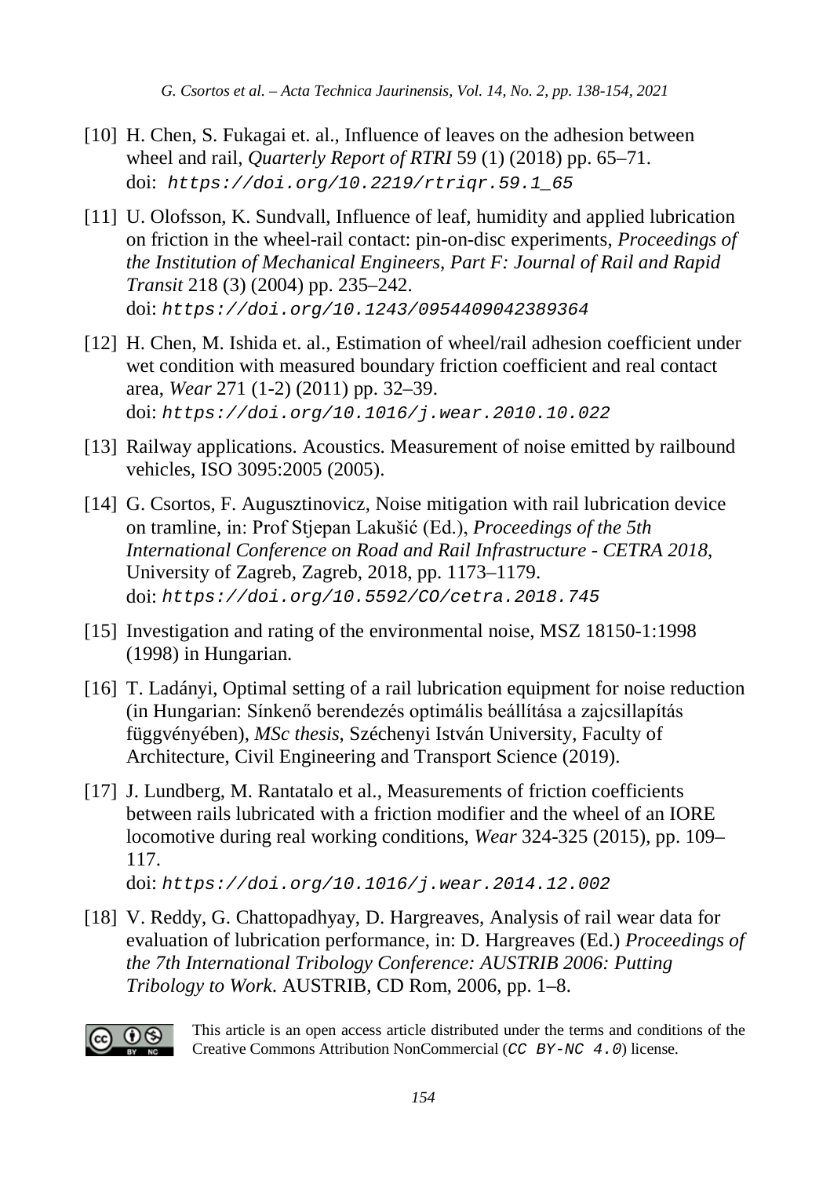[10] H. Chen, S. Fukagai et. al., Influence of leaves on the adhesion between wheel and rail, *Quarterly Report of RTRI* 59 (1) (2018) pp. 65–71. doi: `https://doi.org/10.2219/rtriqr.59.1_65`

[11] U. Olofsson, K. Sundvall, Influence of leaf, humidity and applied lubrication on friction in the wheel-rail contact: pin-on-disc experiments, *Proceedings of the Institution of Mechanical Engineers, Part F: Journal of Rail and Rapid Transit* 218 (3) (2004) pp. 235–242. doi: `https://doi.org/10.1243/0954409042389364`

[12] H. Chen, M. Ishida et. al., Estimation of wheel/rail adhesion coefficient under wet condition with measured boundary friction coefficient and real contact area, *Wear* 271 (1-2) (2011) pp. 32–39. doi: `https://doi.org/10.1016/j.wear.2010.10.022`

[13] Railway applications. Acoustics. Measurement of noise emitted by railbound vehicles, ISO 3095:2005 (2005).

[14] G. Csortos, F. Augusztinovicz, Noise mitigation with rail lubrication device on tramline, in: Prof Stjepan Lakušić (Ed.), *Proceedings of the 5th International Conference on Road and Rail Infrastructure - CETRA 2018*, University of Zagreb, Zagreb, 2018, pp. 1173–1179. doi: `https://doi.org/10.5592/CO/cetra.2018.745`

[15] Investigation and rating of the environmental noise, MSZ 18150-1:1998 (1998) in Hungarian.

[16] T. Ladányi, Optimal setting of a rail lubrication equipment for noise reduction (in Hungarian: Sínkenő berendezés optimális beállítása a zajcsillapítás függvényében), *MSc thesis*, Széchenyi István University, Faculty of Architecture, Civil Engineering and Transport Science (2019).

[17] J. Lundberg, M. Rantatalo et al., Measurements of friction coefficients between rails lubricated with a friction modifier and the wheel of an IORE locomotive during real working conditions, *Wear* 324-325 (2015), pp. 109–117. doi: `https://doi.org/10.1016/j.wear.2014.12.002`

[18] V. Reddy, G. Chattopadhyay, D. Hargreaves, Analysis of rail wear data for evaluation of lubrication performance, in: D. Hargreaves (Ed.) *Proceedings of the 7th International Tribology Conference: AUSTRIB 2006: Putting Tribology to Work*. AUSTRIB, CD Rom, 2006, pp. 1–8.

This article is an open access article distributed under the terms and conditions of the Creative Commons Attribution NonCommercial (`CC BY-NC 4.0`) license.